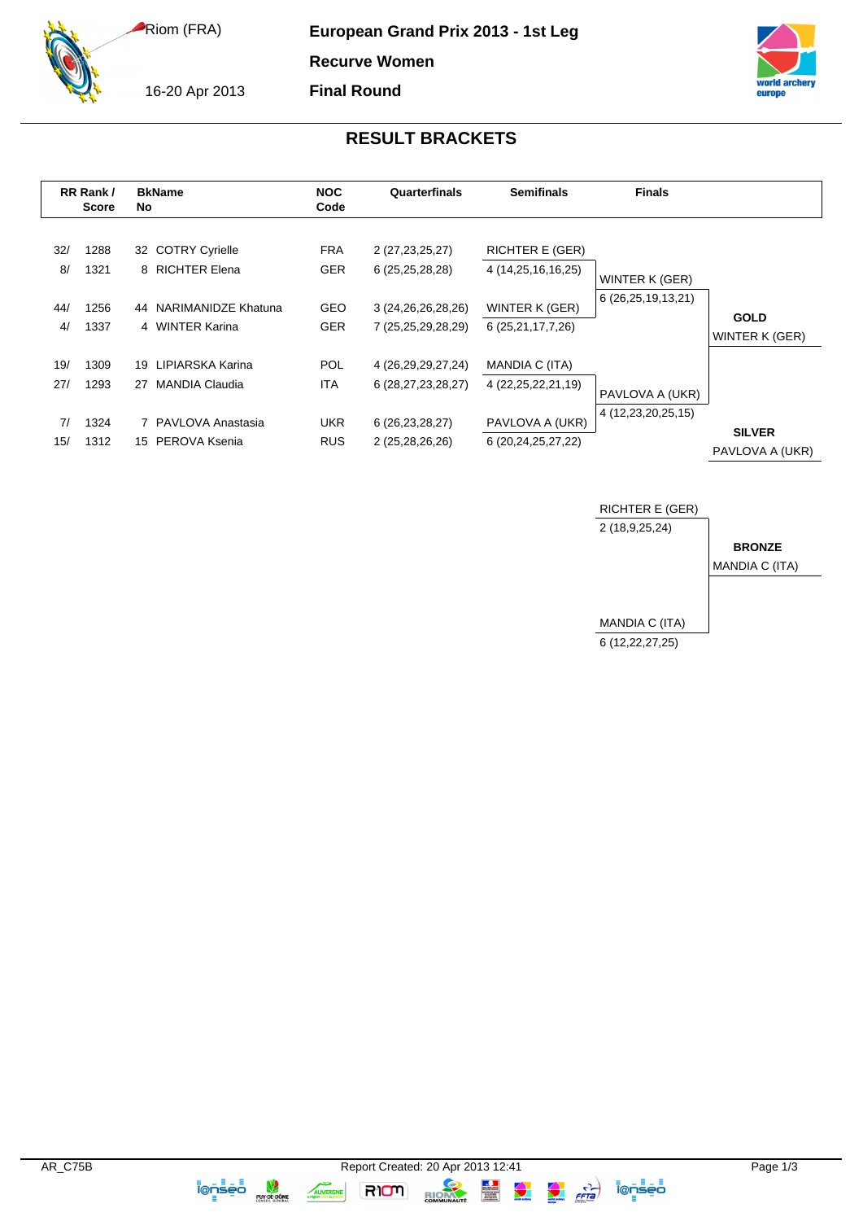Riom (FRA)

16-20 Apr 2013

# European Grand Prix 2013 - 1st Leg

## Recurve Women

## Final Round

## RESULT BRACKETS

| RR Rank / Score | | BkName No | NOC Code | Quarterfinals | Semifinals | Finals | |
|---|---|---|---|---|---|---|---|
| 32/ | 1288 | 32 COTRY Cyrielle | FRA | 2 (27,23,25,27) | RICHTER E (GER) | | |
| 8/ | 1321 | 8 RICHTER Elena | GER | 6 (25,25,28,28) | 4 (14,25,16,16,25) | WINTER K (GER) | |
| | | | | | | 6 (26,25,19,13,21) | |
| 44/ | 1256 | 44 NARIMANIDZE Khatuna | GEO | 3 (24,26,26,28,26) | WINTER K (GER) | | **GOLD** |
| 4/ | 1337 | 4 WINTER Karina | GER | 7 (25,25,29,28,29) | 6 (25,21,17,7,26) | | WINTER K (GER) |
| 19/ | 1309 | 19 LIPIARSKA Karina | POL | 4 (26,29,29,27,24) | MANDIA C (ITA) | | |
| 27/ | 1293 | 27 MANDIA Claudia | ITA | 6 (28,27,23,28,27) | 4 (22,25,22,21,19) | PAVLOVA A (UKR) | |
| | | | | | | 4 (12,23,20,25,15) | |
| 7/ | 1324 | 7 PAVLOVA Anastasia | UKR | 6 (26,23,28,27) | PAVLOVA A (UKR) | | **SILVER** |
| 15/ | 1312 | 15 PEROVA Ksenia | RUS | 2 (25,28,26,26) | 6 (20,24,25,27,22) | | PAVLOVA A (UKR) |

**Bronze Match**

| Finals | |
|---|---|
| RICHTER E (GER) | |
| 2 (18,9,25,24) | **BRONZE** |
| | MANDIA C (ITA) |
| MANDIA C (ITA) | |
| 6 (12,22,27,25) | |

AR_C75B Report Created: 20 Apr 2013 12:41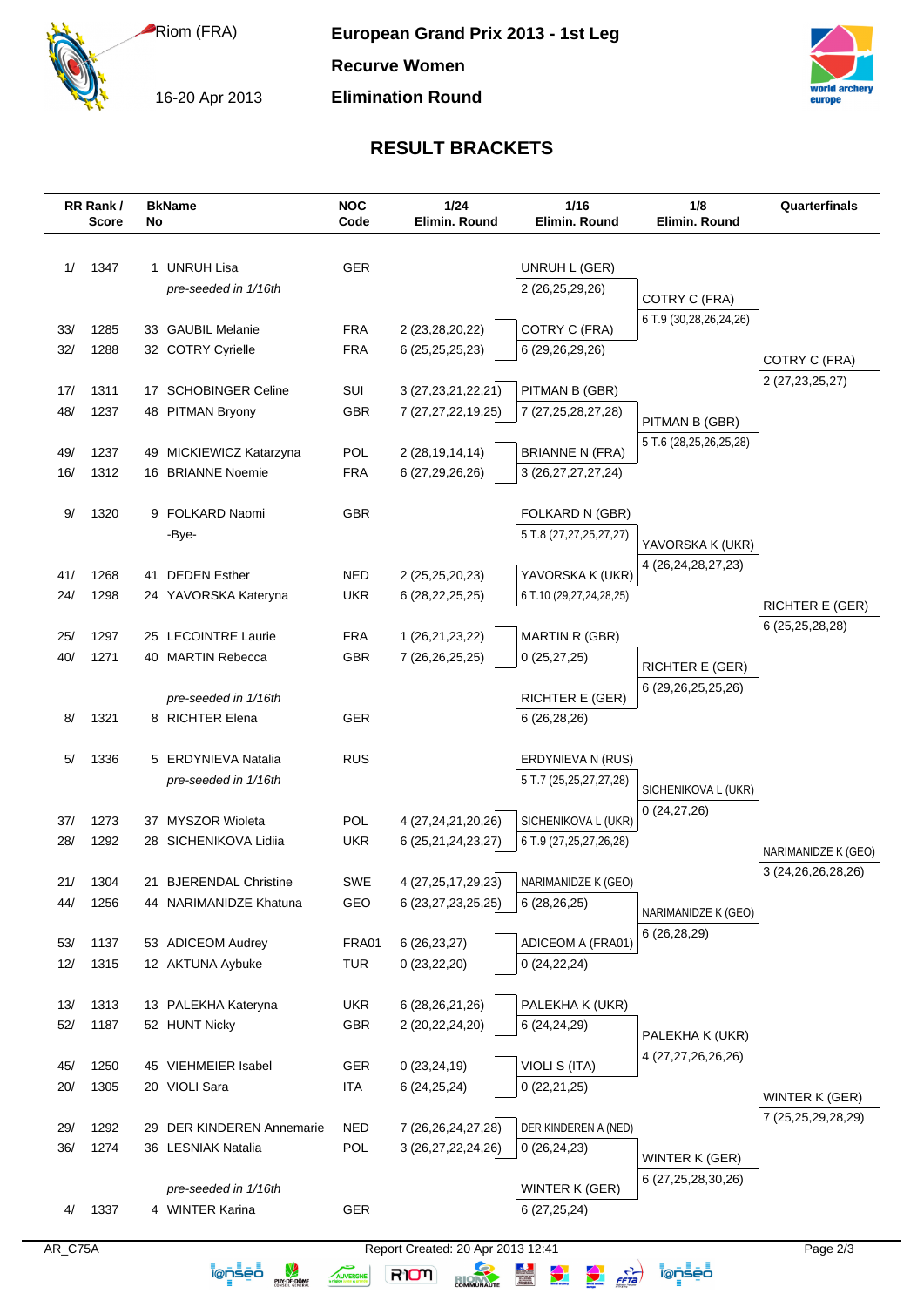# European Grand Prix 2013 - 1st Leg

Riom (FRA)

16-20 Apr 2013

**Recurve Women**

**Elimination Round**

## RESULT BRACKETS

| RR Rank / Score | | BkName No | | NOC Code | 1/24 Elimin. Round | 1/16 Elimin. Round | 1/8 Elimin. Round | Quarterfinals |
|---|---|---|---|---|---|---|---|---|
| 1/ | 1347 | 1 | UNRUH Lisa | GER | | UNRUH L (GER) | | |
| | | | *pre-seeded in 1/16th* | | | 2 (26,25,29,26) | COTRY C (FRA) | |
| | | | | | | | 6 T.9 (30,28,26,24,26) | |
| 33/ | 1285 | 33 | GAUBIL Melanie | FRA | 2 (23,28,20,22) | COTRY C (FRA) | | |
| 32/ | 1288 | 32 | COTRY Cyrielle | FRA | 6 (25,25,25,23) | 6 (29,26,29,26) | | COTRY C (FRA) |
| | | | | | | | | 2 (27,23,25,27) |
| 17/ | 1311 | 17 | SCHOBINGER Celine | SUI | 3 (27,23,21,22,21) | PITMAN B (GBR) | | |
| 48/ | 1237 | 48 | PITMAN Bryony | GBR | 7 (27,27,22,19,25) | 7 (27,25,28,27,28) | PITMAN B (GBR) | |
| | | | | | | | 5 T.6 (28,25,26,25,28) | |
| 49/ | 1237 | 49 | MICKIEWICZ Katarzyna | POL | 2 (28,19,14,14) | BRIANNE N (FRA) | | |
| 16/ | 1312 | 16 | BRIANNE Noemie | FRA | 6 (27,29,26,26) | 3 (26,27,27,27,24) | | |
| 9/ | 1320 | 9 | FOLKARD Naomi | GBR | | FOLKARD N (GBR) | | |
| | | | -Bye- | | | 5 T.8 (27,27,25,27,27) | YAVORSKA K (UKR) | |
| | | | | | | | 4 (26,24,28,27,23) | |
| 41/ | 1268 | 41 | DEDEN Esther | NED | 2 (25,25,20,23) | YAVORSKA K (UKR) | | |
| 24/ | 1298 | 24 | YAVORSKA Kateryna | UKR | 6 (28,22,25,25) | 6 T.10 (29,27,24,28,25) | | RICHTER E (GER) |
| | | | | | | | | 6 (25,25,28,28) |
| 25/ | 1297 | 25 | LECOINTRE Laurie | FRA | 1 (26,21,23,22) | MARTIN R (GBR) | | |
| 40/ | 1271 | 40 | MARTIN Rebecca | GBR | 7 (26,26,25,25) | 0 (25,27,25) | RICHTER E (GER) | |
| | | | | | | | 6 (29,26,25,25,26) | |
| | | | *pre-seeded in 1/16th* | | | RICHTER E (GER) | | |
| 8/ | 1321 | 8 | RICHTER Elena | GER | | 6 (26,28,26) | | |
| 5/ | 1336 | 5 | ERDYNIEVA Natalia | RUS | | ERDYNIEVA N (RUS) | | |
| | | | *pre-seeded in 1/16th* | | | 5 T.7 (25,25,27,27,28) | SICHENIKOVA L (UKR) | |
| | | | | | | | 0 (24,27,26) | |
| 37/ | 1273 | 37 | MYSZOR Wioleta | POL | 4 (27,24,21,20,26) | SICHENIKOVA L (UKR) | | |
| 28/ | 1292 | 28 | SICHENIKOVA Lidiia | UKR | 6 (25,21,24,23,27) | 6 T.9 (27,25,27,26,28) | | NARIMANIDZE K (GEO) |
| | | | | | | | | 3 (24,26,26,28,26) |
| 21/ | 1304 | 21 | BJERENDAL Christine | SWE | 4 (27,25,17,29,23) | NARIMANIDZE K (GEO) | | |
| 44/ | 1256 | 44 | NARIMANIDZE Khatuna | GEO | 6 (23,27,23,25,25) | 6 (28,26,25) | NARIMANIDZE K (GEO) | |
| | | | | | | | 6 (26,28,29) | |
| 53/ | 1137 | 53 | ADICEOM Audrey | FRA01 | 6 (26,23,27) | ADICEOM A (FRA01) | | |
| 12/ | 1315 | 12 | AKTUNA Aybuke | TUR | 0 (23,22,20) | 0 (24,22,24) | | |
| 13/ | 1313 | 13 | PALEKHA Kateryna | UKR | 6 (28,26,21,26) | PALEKHA K (UKR) | | |
| 52/ | 1187 | 52 | HUNT Nicky | GBR | 2 (20,22,24,20) | 6 (24,24,29) | PALEKHA K (UKR) | |
| | | | | | | | 4 (27,27,26,26,26) | |
| 45/ | 1250 | 45 | VIEHMEIER Isabel | GER | 0 (23,24,19) | VIOLI S (ITA) | | |
| 20/ | 1305 | 20 | VIOLI Sara | ITA | 6 (24,25,24) | 0 (22,21,25) | | WINTER K (GER) |
| | | | | | | | | 7 (25,25,29,28,29) |
| 29/ | 1292 | 29 | DER KINDEREN Annemarie | NED | 7 (26,26,24,27,28) | DER KINDEREN A (NED) | | |
| 36/ | 1274 | 36 | LESNIAK Natalia | POL | 3 (26,27,22,24,26) | 0 (26,24,23) | WINTER K (GER) | |
| | | | | | | | 6 (27,25,28,30,26) | |
| | | | *pre-seeded in 1/16th* | | | WINTER K (GER) | | |
| 4/ | 1337 | 4 | WINTER Karina | GER | | 6 (27,25,24) | | |

AR_C75A

Report Created: 20 Apr 2013 12:41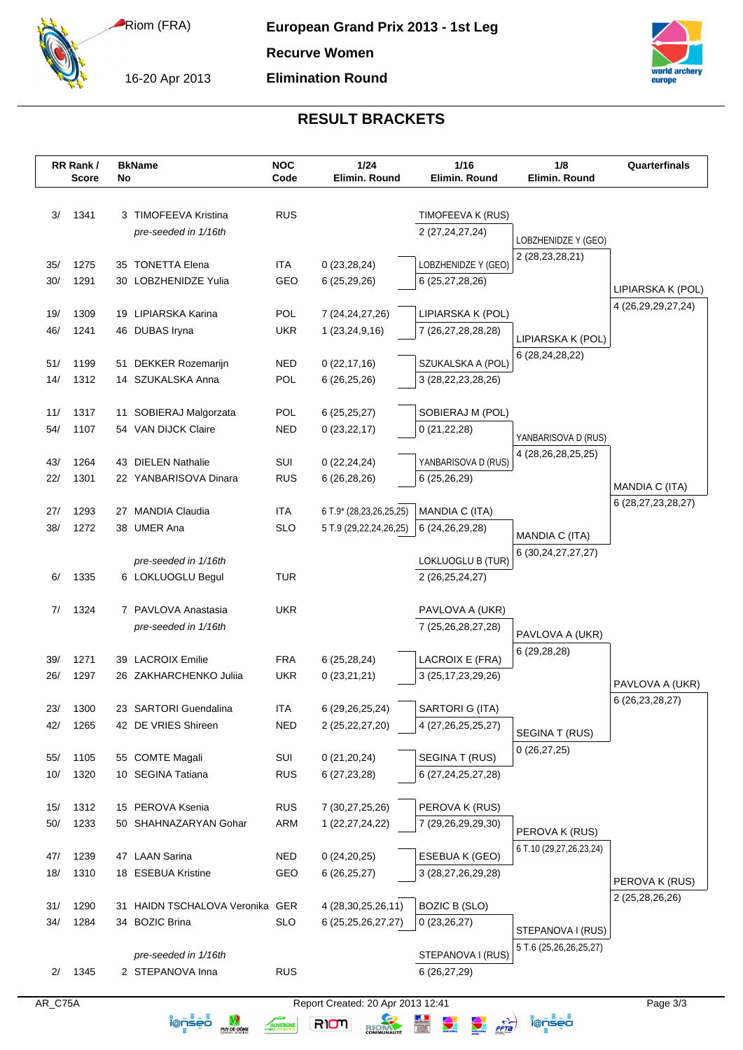Riom (FRA)

16-20 Apr 2013

# European Grand Prix 2013 - 1st Leg

## Recurve Women

## Elimination Round

## RESULT BRACKETS

| RR Rank / Score | BkName No | NOC Code | 1/24 Elimin. Round | 1/16 Elimin. Round | 1/8 Elimin. Round | Quarterfinals |
|---|---|---|---|---|---|---|
| 3/ 1341 | 3 TIMOFEEVA Kristina | RUS | | TIMOFEEVA K (RUS) | | |
| | *pre-seeded in 1/16th* | | | 2 (27,24,27,24) | LOBZHENIDZE Y (GEO) | |
| 35/ 1275 | 35 TONETTA Elena | ITA | 0 (23,28,24) | LOBZHENIDZE Y (GEO) | 2 (28,23,28,21) | |
| 30/ 1291 | 30 LOBZHENIDZE Yulia | GEO | 6 (25,29,26) | 6 (25,27,28,26) | | LIPIARSKA K (POL) |
| 19/ 1309 | 19 LIPIARSKA Karina | POL | 7 (24,24,27,26) | LIPIARSKA K (POL) | | 4 (26,29,29,27,24) |
| 46/ 1241 | 46 DUBAS Iryna | UKR | 1 (23,24,9,16) | 7 (26,27,28,28,28) | LIPIARSKA K (POL) | |
| 51/ 1199 | 51 DEKKER Rozemarijn | NED | 0 (22,17,16) | SZUKALSKA A (POL) | 6 (28,24,28,22) | |
| 14/ 1312 | 14 SZUKALSKA Anna | POL | 6 (26,25,26) | 3 (28,22,23,28,26) | | |
| 11/ 1317 | 11 SOBIERAJ Malgorzata | POL | 6 (25,25,27) | SOBIERAJ M (POL) | | |
| 54/ 1107 | 54 VAN DIJCK Claire | NED | 0 (23,22,17) | 0 (21,22,28) | YANBARISOVA D (RUS) | |
| 43/ 1264 | 43 DIELEN Nathalie | SUI | 0 (22,24,24) | YANBARISOVA D (RUS) | 4 (28,26,28,25,25) | |
| 22/ 1301 | 22 YANBARISOVA Dinara | RUS | 6 (26,28,26) | 6 (25,26,29) | | MANDIA C (ITA) |
| 27/ 1293 | 27 MANDIA Claudia | ITA | 6 T.9* (28,23,26,25,25) | MANDIA C (ITA) | | 6 (28,27,23,28,27) |
| 38/ 1272 | 38 UMER Ana | SLO | 5 T.9 (29,22,24,26,25) | 6 (24,26,29,28) | MANDIA C (ITA) | |
| | *pre-seeded in 1/16th* | | | LOKLUOGLU B (TUR) | 6 (30,24,27,27,27) | |
| 6/ 1335 | 6 LOKLUOGLU Begul | TUR | | 2 (26,25,24,27) | | |
| 7/ 1324 | 7 PAVLOVA Anastasia | UKR | | PAVLOVA A (UKR) | | |
| | *pre-seeded in 1/16th* | | | 7 (25,26,28,27,28) | PAVLOVA A (UKR) | |
| 39/ 1271 | 39 LACROIX Emilie | FRA | 6 (25,28,24) | LACROIX E (FRA) | 6 (29,28,28) | |
| 26/ 1297 | 26 ZAKHARCHENKO Juliia | UKR | 0 (23,21,21) | 3 (25,17,23,29,26) | | PAVLOVA A (UKR) |
| 23/ 1300 | 23 SARTORI Guendalina | ITA | 6 (29,26,25,24) | SARTORI G (ITA) | | 6 (26,23,28,27) |
| 42/ 1265 | 42 DE VRIES Shireen | NED | 2 (25,22,27,20) | 4 (27,26,25,25,27) | SEGINA T (RUS) | |
| 55/ 1105 | 55 COMTE Magali | SUI | 0 (21,20,24) | SEGINA T (RUS) | 0 (26,27,25) | |
| 10/ 1320 | 10 SEGINA Tatiana | RUS | 6 (27,23,28) | 6 (27,24,25,27,28) | | |
| 15/ 1312 | 15 PEROVA Ksenia | RUS | 7 (30,27,25,26) | PEROVA K (RUS) | | |
| 50/ 1233 | 50 SHAHNAZARYAN Gohar | ARM | 1 (22,27,24,22) | 7 (29,26,29,29,30) | PEROVA K (RUS) | |
| 47/ 1239 | 47 LAAN Sarina | NED | 0 (24,20,25) | ESEBUA K (GEO) | 6 T.10 (29,27,26,23,24) | |
| 18/ 1310 | 18 ESEBUA Kristine | GEO | 6 (26,25,27) | 3 (28,27,26,29,28) | | PEROVA K (RUS) |
| 31/ 1290 | 31 HAIDN TSCHALOVA Veronika | GER | 4 (28,30,25,26,11) | BOZIC B (SLO) | | 2 (25,28,26,26) |
| 34/ 1284 | 34 BOZIC Brina | SLO | 6 (25,25,26,27,27) | 0 (23,26,27) | STEPANOVA I (RUS) | |
| | *pre-seeded in 1/16th* | | | STEPANOVA I (RUS) | 5 T.6 (25,26,26,25,27) | |
| 2/ 1345 | 2 STEPANOVA Inna | RUS | | 6 (26,27,29) | | |

AR_C75A

Report Created: 20 Apr 2013 12:41